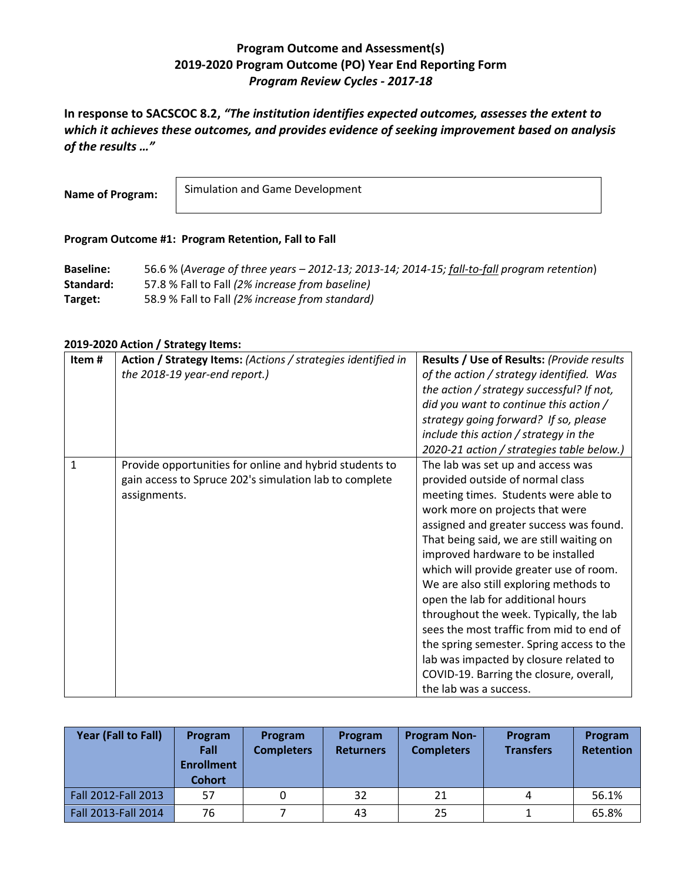# Program Outcome and Assessment(s)
## 2019-2020 Program Outcome (PO) Year End Reporting Form
### *Program Review Cycles - 2017-18*

**In response to SACSCOC 8.2, *"The institution identifies expected outcomes, assesses the extent to which it achieves these outcomes, and provides evidence of seeking improvement based on analysis of the results …"***

**Name of Program:** Simulation and Game Development

**Program Outcome #1: Program Retention, Fall to Fall**

**Baseline:** 56.6 % (*Average of three years – 2012-13; 2013-14; 2014-15; fall-to-fall program retention*)
**Standard:** 57.8 % Fall to Fall *(2% increase from baseline)*
**Target:** 58.9 % Fall to Fall *(2% increase from standard)*

**2019-2020 Action / Strategy Items:**

| Item # | **Action / Strategy Items:** *(Actions / strategies identified in the 2018-19 year-end report.)* | **Results / Use of Results:** *(Provide results of the action / strategy identified. Was the action / strategy successful? If not, did you want to continue this action / strategy going forward? If so, please include this action / strategy in the 2020-21 action / strategies table below.)* |
|---|---|---|
| 1 | Provide opportunities for online and hybrid students to gain access to Spruce 202's simulation lab to complete assignments. | The lab was set up and access was provided outside of normal class meeting times. Students were able to work more on projects that were assigned and greater success was found. That being said, we are still waiting on improved hardware to be installed which will provide greater use of room. We are also still exploring methods to open the lab for additional hours throughout the week. Typically, the lab sees the most traffic from mid to end of the spring semester. Spring access to the lab was impacted by closure related to COVID-19. Barring the closure, overall, the lab was a success. |

| Year (Fall to Fall) | Program Fall Enrollment Cohort | Program Completers | Program Returners | Program Non-Completers | Program Transfers | Program Retention |
|---|---|---|---|---|---|---|
| Fall 2012-Fall 2013 | 57 | 0 | 32 | 21 | 4 | 56.1% |
| Fall 2013-Fall 2014 | 76 | 7 | 43 | 25 | 1 | 65.8% |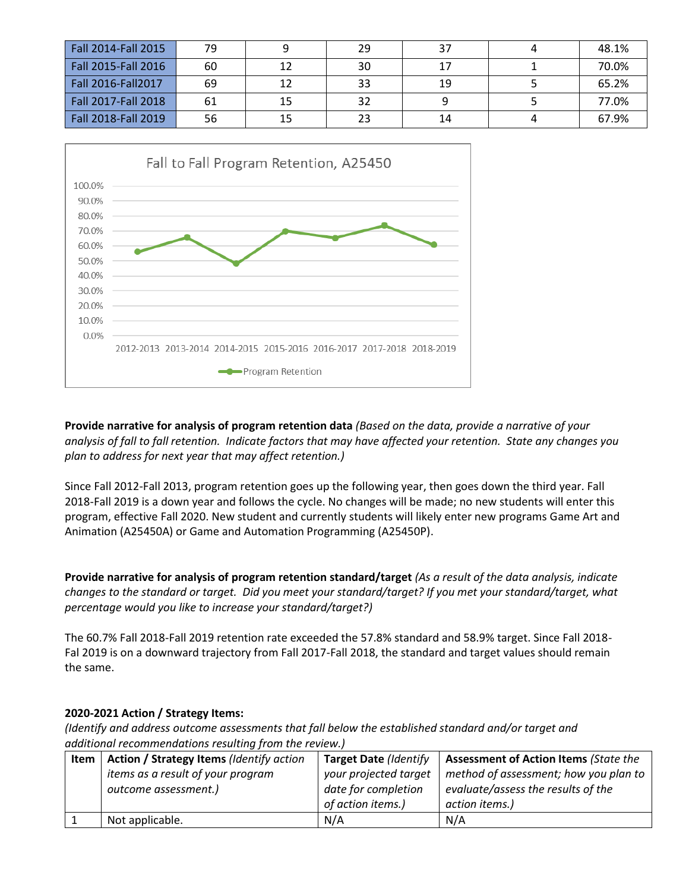| Fall 2014-Fall 2015 | 79 | 9 | 29 | 37 | 4 | 48.1% |
|---|---|---|---|---|---|---|
| Fall 2015-Fall 2016 | 60 | 12 | 30 | 17 | 1 | 70.0% |
| Fall 2016-Fall2017 | 69 | 12 | 33 | 19 | 5 | 65.2% |
| Fall 2017-Fall 2018 | 61 | 15 | 32 | 9 | 5 | 77.0% |
| Fall 2018-Fall 2019 | 56 | 15 | 23 | 14 | 4 | 67.9% |

Fall to Fall Program Retention, A25450

| | 2012-2013 | 2013-2014 | 2014-2015 | 2015-2016 | 2016-2017 | 2017-2018 | 2018-2019 |
|---|---|---|---|---|---|---|---|
| Program Retention | | | | | | | |

**Provide narrative for analysis of program retention data** *(Based on the data, provide a narrative of your analysis of fall to fall retention. Indicate factors that may have affected your retention. State any changes you plan to address for next year that may affect retention.)*

Since Fall 2012-Fall 2013, program retention goes up the following year, then goes down the third year. Fall 2018-Fall 2019 is a down year and follows the cycle. No changes will be made; no new students will enter this program, effective Fall 2020. New student and currently students will likely enter new programs Game Art and Animation (A25450A) or Game and Automation Programming (A25450P).

**Provide narrative for analysis of program retention standard/target** *(As a result of the data analysis, indicate changes to the standard or target. Did you meet your standard/target? If you met your standard/target, what percentage would you like to increase your standard/target?)*

The 60.7% Fall 2018-Fall 2019 retention rate exceeded the 57.8% standard and 58.9% target. Since Fall 2018-Fal 2019 is on a downward trajectory from Fall 2017-Fall 2018, the standard and target values should remain the same.

**2020-2021 Action / Strategy Items:**

*(Identify and address outcome assessments that fall below the established standard and/or target and additional recommendations resulting from the review.)*

| Item | **Action / Strategy Items** *(Identify action items as a result of your program outcome assessment.)* | **Target Date** *(Identify your projected target date for completion of action items.)* | **Assessment of Action Items** *(State the method of assessment; how you plan to evaluate/assess the results of the action items.)* |
|---|---|---|---|
| 1 | Not applicable. | N/A | N/A |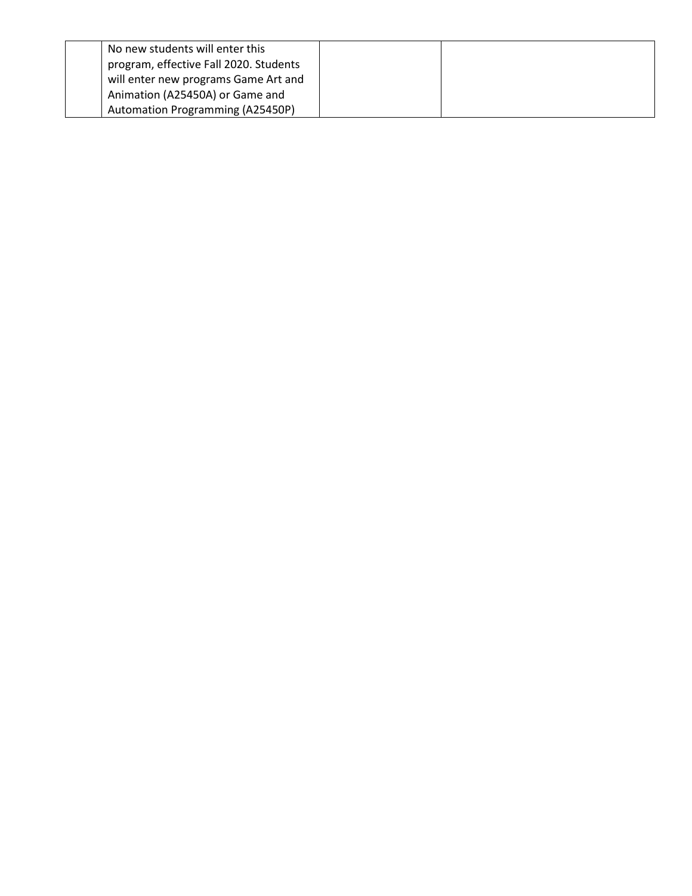| | | | |
|---|---|---|---|
| | No new students will enter this program, effective Fall 2020. Students will enter new programs Game Art and Animation (A25450A) or Game and Automation Programming (A25450P) | | |